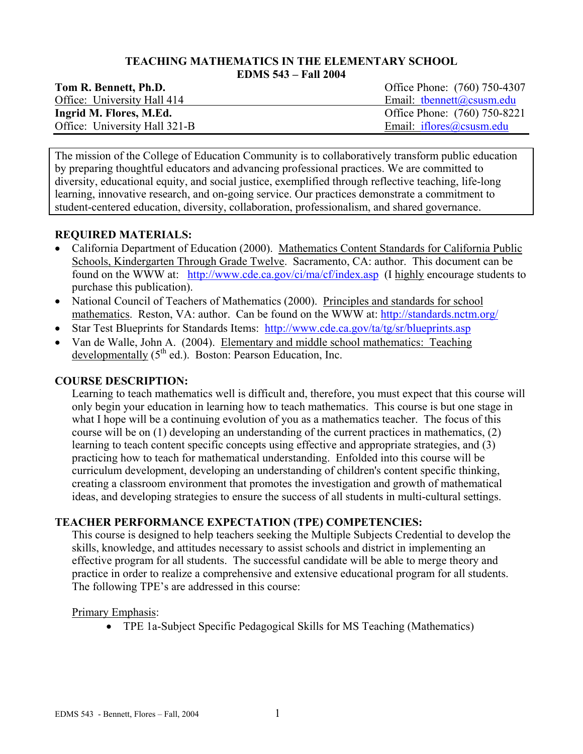# TEACHING MATHEMATICS IN THE ELEMENTARY SCHOOL
## EDMS 543 – Fall 2004

| | |
|---|---|
| **Tom R. Bennett, Ph.D.** | Office Phone: (760) 750-4307 |
| Office: University Hall 414 | Email: tbennett@csusm.edu |
| **Ingrid M. Flores, M.Ed.** | Office Phone: (760) 750-8221 |
| Office: University Hall 321-B | Email: iflores@csusm.edu |

> The mission of the College of Education Community is to collaboratively transform public education by preparing thoughtful educators and advancing professional practices. We are committed to diversity, educational equity, and social justice, exemplified through reflective teaching, life-long learning, innovative research, and on-going service. Our practices demonstrate a commitment to student-centered education, diversity, collaboration, professionalism, and shared governance.

### REQUIRED MATERIALS:

- California Department of Education (2000). Mathematics Content Standards for California Public Schools, Kindergarten Through Grade Twelve. Sacramento, CA: author. This document can be found on the WWW at: http://www.cde.ca.gov/ci/ma/cf/index.asp (I highly encourage students to purchase this publication).
- National Council of Teachers of Mathematics (2000). Principles and standards for school mathematics. Reston, VA: author. Can be found on the WWW at: http://standards.nctm.org/
- Star Test Blueprints for Standards Items: http://www.cde.ca.gov/ta/tg/sr/blueprints.asp
- Van de Walle, John A. (2004). Elementary and middle school mathematics: Teaching developmentally (5th ed.). Boston: Pearson Education, Inc.

### COURSE DESCRIPTION:

Learning to teach mathematics well is difficult and, therefore, you must expect that this course will only begin your education in learning how to teach mathematics. This course is but one stage in what I hope will be a continuing evolution of you as a mathematics teacher. The focus of this course will be on (1) developing an understanding of the current practices in mathematics, (2) learning to teach content specific concepts using effective and appropriate strategies, and (3) practicing how to teach for mathematical understanding. Enfolded into this course will be curriculum development, developing an understanding of children's content specific thinking, creating a classroom environment that promotes the investigation and growth of mathematical ideas, and developing strategies to ensure the success of all students in multi-cultural settings.

### TEACHER PERFORMANCE EXPECTATION (TPE) COMPETENCIES:

This course is designed to help teachers seeking the Multiple Subjects Credential to develop the skills, knowledge, and attitudes necessary to assist schools and district in implementing an effective program for all students. The successful candidate will be able to merge theory and practice in order to realize a comprehensive and extensive educational program for all students. The following TPE's are addressed in this course:

Primary Emphasis:

- TPE 1a-Subject Specific Pedagogical Skills for MS Teaching (Mathematics)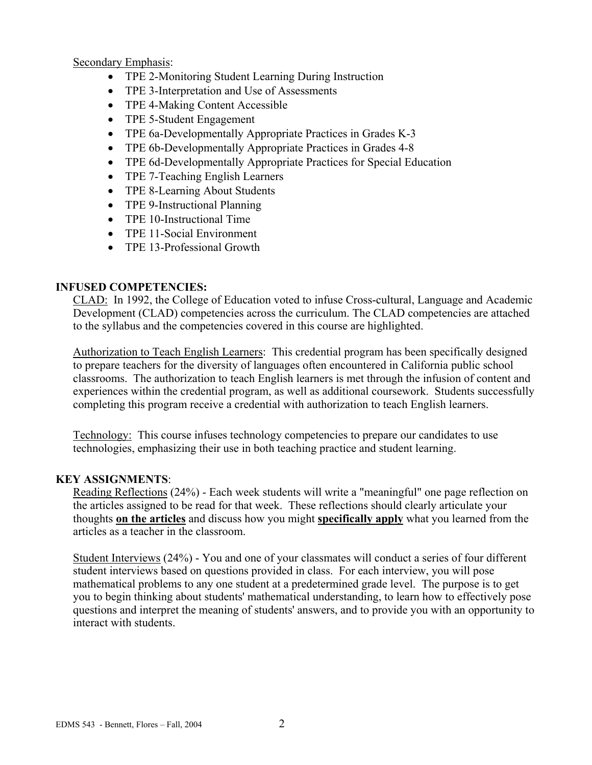Secondary Emphasis:

- TPE 2-Monitoring Student Learning During Instruction
- TPE 3-Interpretation and Use of Assessments
- TPE 4-Making Content Accessible
- TPE 5-Student Engagement
- TPE 6a-Developmentally Appropriate Practices in Grades K-3
- TPE 6b-Developmentally Appropriate Practices in Grades 4-8
- TPE 6d-Developmentally Appropriate Practices for Special Education
- TPE 7-Teaching English Learners
- TPE 8-Learning About Students
- TPE 9-Instructional Planning
- TPE 10-Instructional Time
- TPE 11-Social Environment
- TPE 13-Professional Growth

## INFUSED COMPETENCIES:

CLAD: In 1992, the College of Education voted to infuse Cross-cultural, Language and Academic Development (CLAD) competencies across the curriculum. The CLAD competencies are attached to the syllabus and the competencies covered in this course are highlighted.

Authorization to Teach English Learners: This credential program has been specifically designed to prepare teachers for the diversity of languages often encountered in California public school classrooms. The authorization to teach English learners is met through the infusion of content and experiences within the credential program, as well as additional coursework. Students successfully completing this program receive a credential with authorization to teach English learners.

Technology: This course infuses technology competencies to prepare our candidates to use technologies, emphasizing their use in both teaching practice and student learning.

## KEY ASSIGNMENTS:

Reading Reflections (24%) - Each week students will write a "meaningful" one page reflection on the articles assigned to be read for that week. These reflections should clearly articulate your thoughts **on the articles** and discuss how you might **specifically apply** what you learned from the articles as a teacher in the classroom.

Student Interviews (24%) - You and one of your classmates will conduct a series of four different student interviews based on questions provided in class. For each interview, you will pose mathematical problems to any one student at a predetermined grade level. The purpose is to get you to begin thinking about students' mathematical understanding, to learn how to effectively pose questions and interpret the meaning of students' answers, and to provide you with an opportunity to interact with students.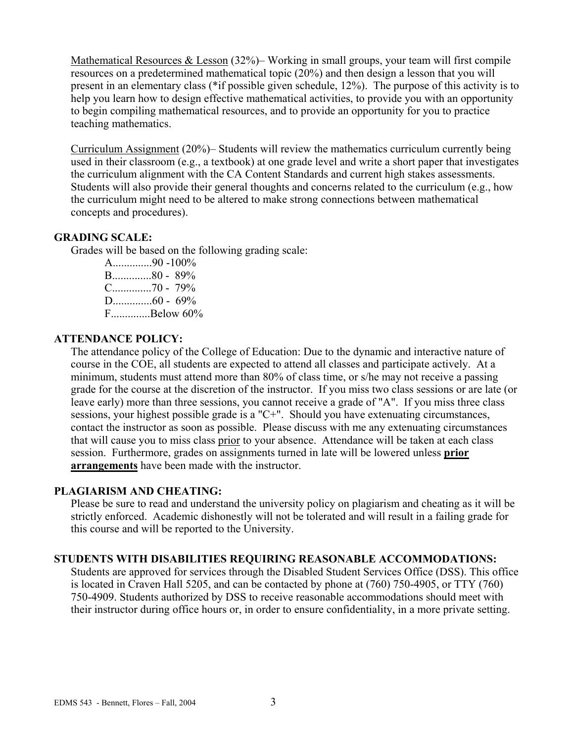<u>Mathematical Resources & Lesson</u> (32%)– Working in small groups, your team will first compile resources on a predetermined mathematical topic (20%) and then design a lesson that you will present in an elementary class (*if possible given schedule, 12%). The purpose of this activity is to help you learn how to design effective mathematical activities, to provide you with an opportunity to begin compiling mathematical resources, and to provide an opportunity for you to practice teaching mathematics.

<u>Curriculum Assignment</u> (20%)– Students will review the mathematics curriculum currently being used in their classroom (e.g., a textbook) at one grade level and write a short paper that investigates the curriculum alignment with the CA Content Standards and current high stakes assessments. Students will also provide their general thoughts and concerns related to the curriculum (e.g., how the curriculum might need to be altered to make strong connections between mathematical concepts and procedures).

### GRADING SCALE:

Grades will be based on the following grading scale:

A..............90 -100%
B..............80 - 89%
C..............70 - 79%
D..............60 - 69%
F..............Below 60%

### ATTENDANCE POLICY:

The attendance policy of the College of Education: Due to the dynamic and interactive nature of course in the COE, all students are expected to attend all classes and participate actively. At a minimum, students must attend more than 80% of class time, or s/he may not receive a passing grade for the course at the discretion of the instructor. If you miss two class sessions or are late (or leave early) more than three sessions, you cannot receive a grade of "A". If you miss three class sessions, your highest possible grade is a "C+". Should you have extenuating circumstances, contact the instructor as soon as possible. Please discuss with me any extenuating circumstances that will cause you to miss class <u>prior</u> to your absence. Attendance will be taken at each class session. Furthermore, grades on assignments turned in late will be lowered unless **<u>prior arrangements</u>** have been made with the instructor.

### PLAGIARISM AND CHEATING:

Please be sure to read and understand the university policy on plagiarism and cheating as it will be strictly enforced. Academic dishonestly will not be tolerated and will result in a failing grade for this course and will be reported to the University.

### STUDENTS WITH DISABILITIES REQUIRING REASONABLE ACCOMMODATIONS:

Students are approved for services through the Disabled Student Services Office (DSS). This office is located in Craven Hall 5205, and can be contacted by phone at (760) 750-4905, or TTY (760) 750-4909. Students authorized by DSS to receive reasonable accommodations should meet with their instructor during office hours or, in order to ensure confidentiality, in a more private setting.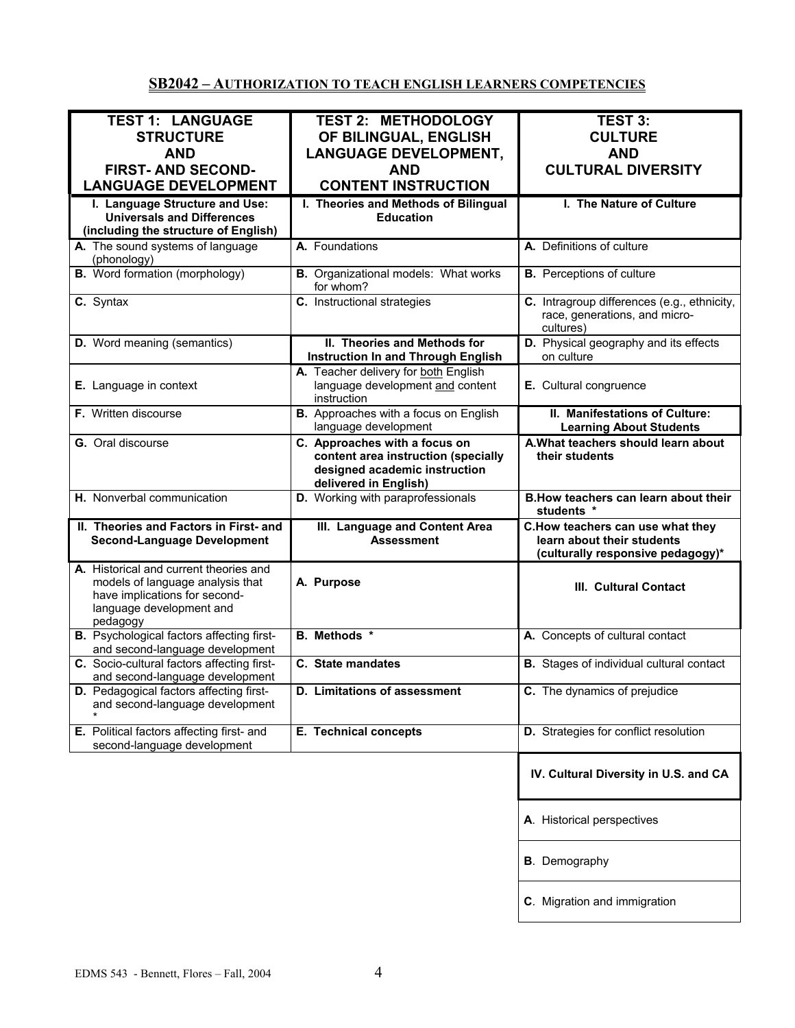## SB2042 – AUTHORIZATION TO TEACH ENGLISH LEARNERS COMPETENCIES

| TEST 1: LANGUAGE STRUCTURE AND FIRST- AND SECOND-LANGUAGE DEVELOPMENT | TEST 2: METHODOLOGY OF BILINGUAL, ENGLISH LANGUAGE DEVELOPMENT, AND CONTENT INSTRUCTION | TEST 3: CULTURE AND CULTURAL DIVERSITY |
|---|---|---|
| **I. Language Structure and Use: Universals and Differences (including the structure of English)** | **I. Theories and Methods of Bilingual Education** | **I. The Nature of Culture** |
| **A.** The sound systems of language (phonology) | **A.** Foundations | **A.** Definitions of culture |
| **B.** Word formation (morphology) | **B.** Organizational models: What works for whom? | **B.** Perceptions of culture |
| **C.** Syntax | **C.** Instructional strategies | **C.** Intragroup differences (e.g., ethnicity, race, generations, and micro-cultures) |
| **D.** Word meaning (semantics) | **II. Theories and Methods for Instruction In and Through English** | **D.** Physical geography and its effects on culture |
| **E.** Language in context | **A.** Teacher delivery for both English language development and content instruction | **E.** Cultural congruence |
| **F.** Written discourse | **B.** Approaches with a focus on English language development | **II. Manifestations of Culture: Learning About Students** |
| **G.** Oral discourse | **C. Approaches with a focus on content area instruction (specially designed academic instruction delivered in English)** | **A. What teachers should learn about their students** |
| **H.** Nonverbal communication | **D.** Working with paraprofessionals | **B. How teachers can learn about their students** * |
| **II. Theories and Factors in First- and Second-Language Development** | **III. Language and Content Area Assessment** | **C. How teachers can use what they learn about their students (culturally responsive pedagogy)*** |
| **A.** Historical and current theories and models of language analysis that have implications for second-language development and pedagogy | **A. Purpose** | **III. Cultural Contact** |
| **B.** Psychological factors affecting first- and second-language development | **B. Methods** * | **A.** Concepts of cultural contact |
| **C.** Socio-cultural factors affecting first- and second-language development | **C. State mandates** | **B.** Stages of individual cultural contact |
| **D.** Pedagogical factors affecting first- and second-language development * | **D. Limitations of assessment** | **C.** The dynamics of prejudice |
| **E.** Political factors affecting first- and second-language development | **E. Technical concepts** | **D.** Strategies for conflict resolution |
| | | **IV. Cultural Diversity in U.S. and CA** |
| | | **A**. Historical perspectives |
| | | **B**. Demography |
| | | **C**. Migration and immigration |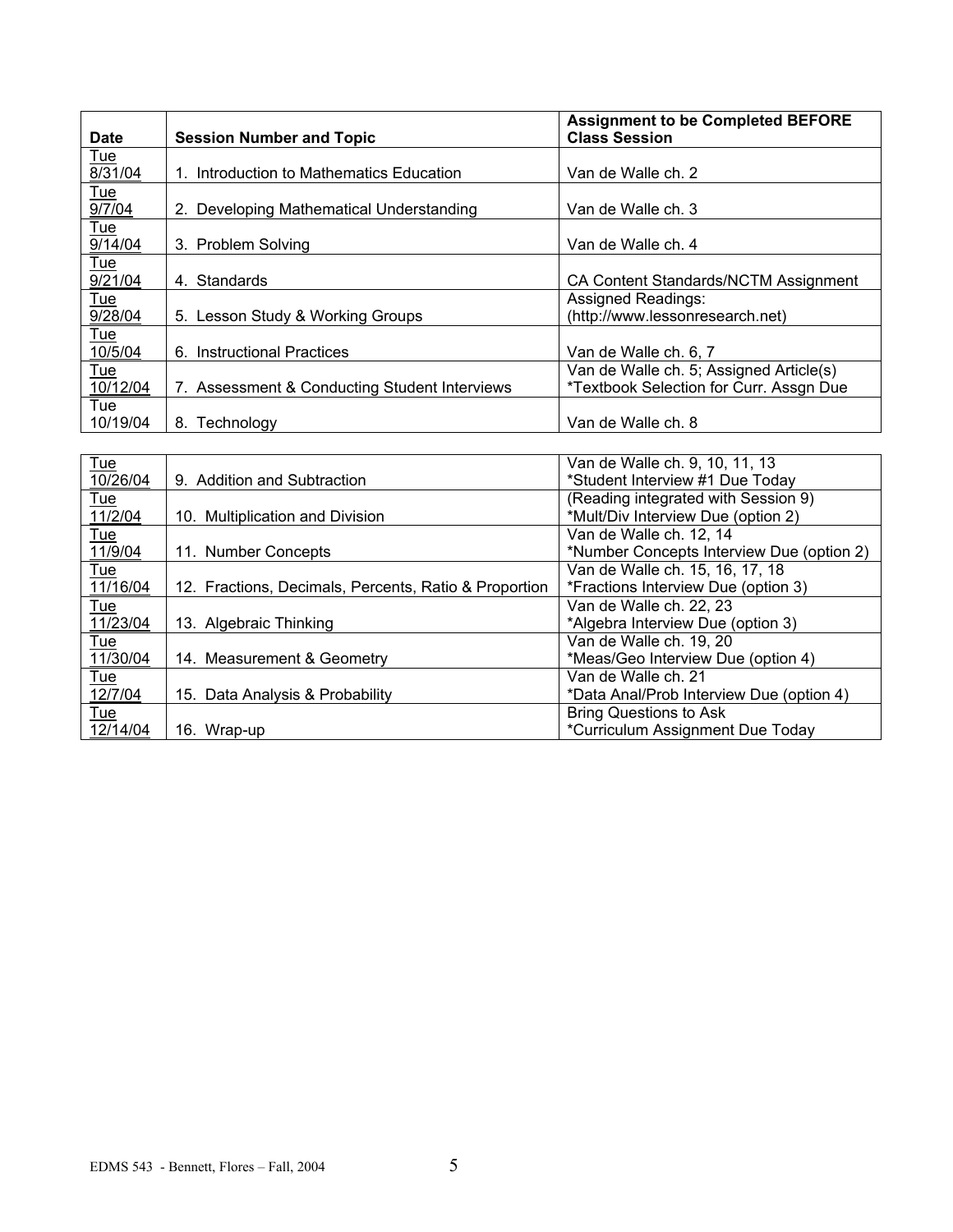| Date | Session Number and Topic | Assignment to be Completed BEFORE Class Session |
|---|---|---|
| Tue 8/31/04 | 1. Introduction to Mathematics Education | Van de Walle ch. 2 |
| Tue 9/7/04 | 2. Developing Mathematical Understanding | Van de Walle ch. 3 |
| Tue 9/14/04 | 3. Problem Solving | Van de Walle ch. 4 |
| Tue 9/21/04 | 4. Standards | CA Content Standards/NCTM Assignment |
| Tue 9/28/04 | 5. Lesson Study & Working Groups | Assigned Readings: (http://www.lessonresearch.net) |
| Tue 10/5/04 | 6. Instructional Practices | Van de Walle ch. 6, 7 |
| Tue 10/12/04 | 7. Assessment & Conducting Student Interviews | Van de Walle ch. 5; Assigned Article(s) *Textbook Selection for Curr. Assgn Due |
| Tue 10/19/04 | 8. Technology | Van de Walle ch. 8 |
| Tue 10/26/04 | 9. Addition and Subtraction | Van de Walle ch. 9, 10, 11, 13 *Student Interview #1 Due Today |
| Tue 11/2/04 | 10. Multiplication and Division | (Reading integrated with Session 9) *Mult/Div Interview Due (option 2) |
| Tue 11/9/04 | 11. Number Concepts | Van de Walle ch. 12, 14 *Number Concepts Interview Due (option 2) |
| Tue 11/16/04 | 12. Fractions, Decimals, Percents, Ratio & Proportion | Van de Walle ch. 15, 16, 17, 18 *Fractions Interview Due (option 3) |
| Tue 11/23/04 | 13. Algebraic Thinking | Van de Walle ch. 22, 23 *Algebra Interview Due (option 3) |
| Tue 11/30/04 | 14. Measurement & Geometry | Van de Walle ch. 19, 20 *Meas/Geo Interview Due (option 4) |
| Tue 12/7/04 | 15. Data Analysis & Probability | Van de Walle ch. 21 *Data Anal/Prob Interview Due (option 4) |
| Tue 12/14/04 | 16. Wrap-up | Bring Questions to Ask *Curriculum Assignment Due Today |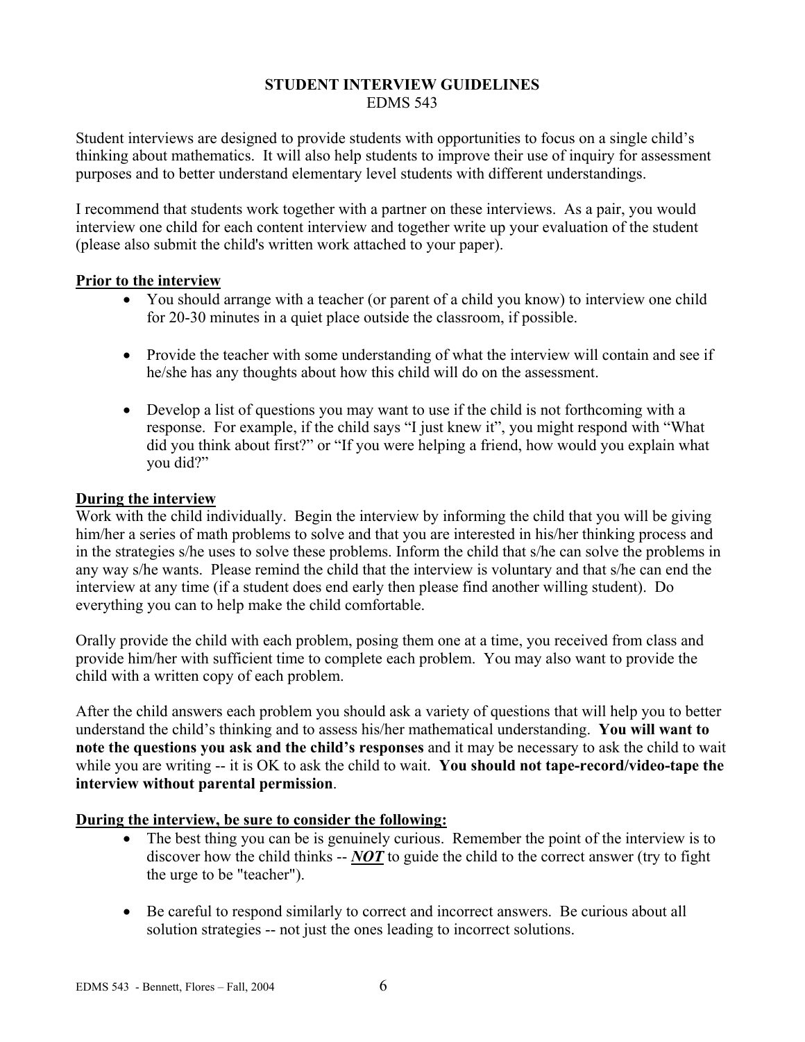# STUDENT INTERVIEW GUIDELINES
## EDMS 543

Student interviews are designed to provide students with opportunities to focus on a single child's thinking about mathematics. It will also help students to improve their use of inquiry for assessment purposes and to better understand elementary level students with different understandings.

I recommend that students work together with a partner on these interviews. As a pair, you would interview one child for each content interview and together write up your evaluation of the student (please also submit the child's written work attached to your paper).

**Prior to the interview**

- You should arrange with a teacher (or parent of a child you know) to interview one child for 20-30 minutes in a quiet place outside the classroom, if possible.
- Provide the teacher with some understanding of what the interview will contain and see if he/she has any thoughts about how this child will do on the assessment.
- Develop a list of questions you may want to use if the child is not forthcoming with a response. For example, if the child says "I just knew it", you might respond with "What did you think about first?" or "If you were helping a friend, how would you explain what you did?"

**During the interview**

Work with the child individually. Begin the interview by informing the child that you will be giving him/her a series of math problems to solve and that you are interested in his/her thinking process and in the strategies s/he uses to solve these problems. Inform the child that s/he can solve the problems in any way s/he wants. Please remind the child that the interview is voluntary and that s/he can end the interview at any time (if a student does end early then please find another willing student). Do everything you can to help make the child comfortable.

Orally provide the child with each problem, posing them one at a time, you received from class and provide him/her with sufficient time to complete each problem. You may also want to provide the child with a written copy of each problem.

After the child answers each problem you should ask a variety of questions that will help you to better understand the child's thinking and to assess his/her mathematical understanding. **You will want to note the questions you ask and the child's responses** and it may be necessary to ask the child to wait while you are writing -- it is OK to ask the child to wait. **You should not tape-record/video-tape the interview without parental permission**.

**During the interview, be sure to consider the following:**

- The best thing you can be is genuinely curious. Remember the point of the interview is to discover how the child thinks -- ***NOT*** to guide the child to the correct answer (try to fight the urge to be "teacher").
- Be careful to respond similarly to correct and incorrect answers. Be curious about all solution strategies -- not just the ones leading to incorrect solutions.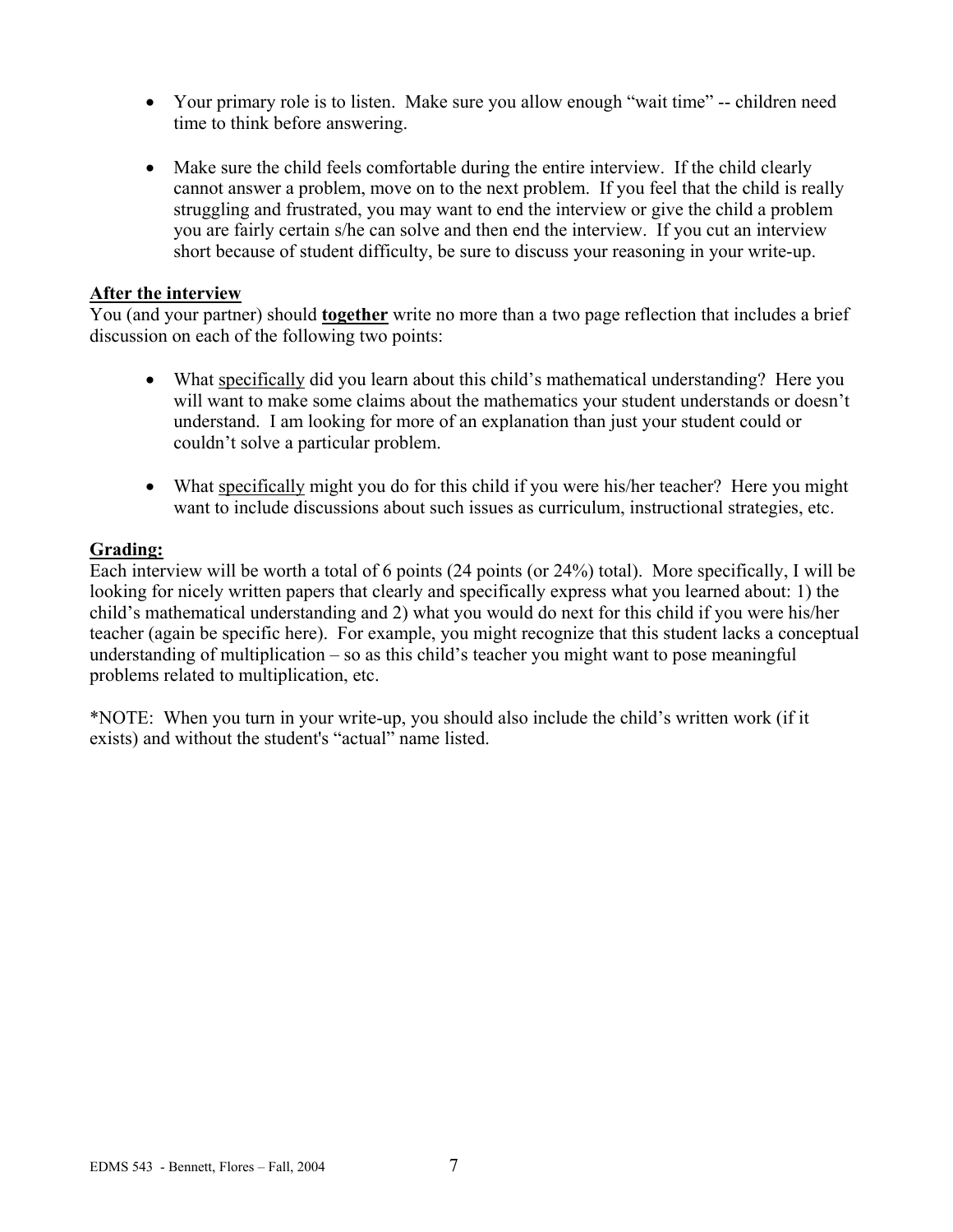- Your primary role is to listen. Make sure you allow enough "wait time" -- children need time to think before answering.

- Make sure the child feels comfortable during the entire interview. If the child clearly cannot answer a problem, move on to the next problem. If you feel that the child is really struggling and frustrated, you may want to end the interview or give the child a problem you are fairly certain s/he can solve and then end the interview. If you cut an interview short because of student difficulty, be sure to discuss your reasoning in your write-up.

**After the interview**

You (and your partner) should **together** write no more than a two page reflection that includes a brief discussion on each of the following two points:

- What specifically did you learn about this child's mathematical understanding? Here you will want to make some claims about the mathematics your student understands or doesn't understand. I am looking for more of an explanation than just your student could or couldn't solve a particular problem.

- What specifically might you do for this child if you were his/her teacher? Here you might want to include discussions about such issues as curriculum, instructional strategies, etc.

**Grading:**

Each interview will be worth a total of 6 points (24 points (or 24%) total). More specifically, I will be looking for nicely written papers that clearly and specifically express what you learned about: 1) the child's mathematical understanding and 2) what you would do next for this child if you were his/her teacher (again be specific here). For example, you might recognize that this student lacks a conceptual understanding of multiplication – so as this child's teacher you might want to pose meaningful problems related to multiplication, etc.

*NOTE: When you turn in your write-up, you should also include the child's written work (if it exists) and without the student's "actual" name listed.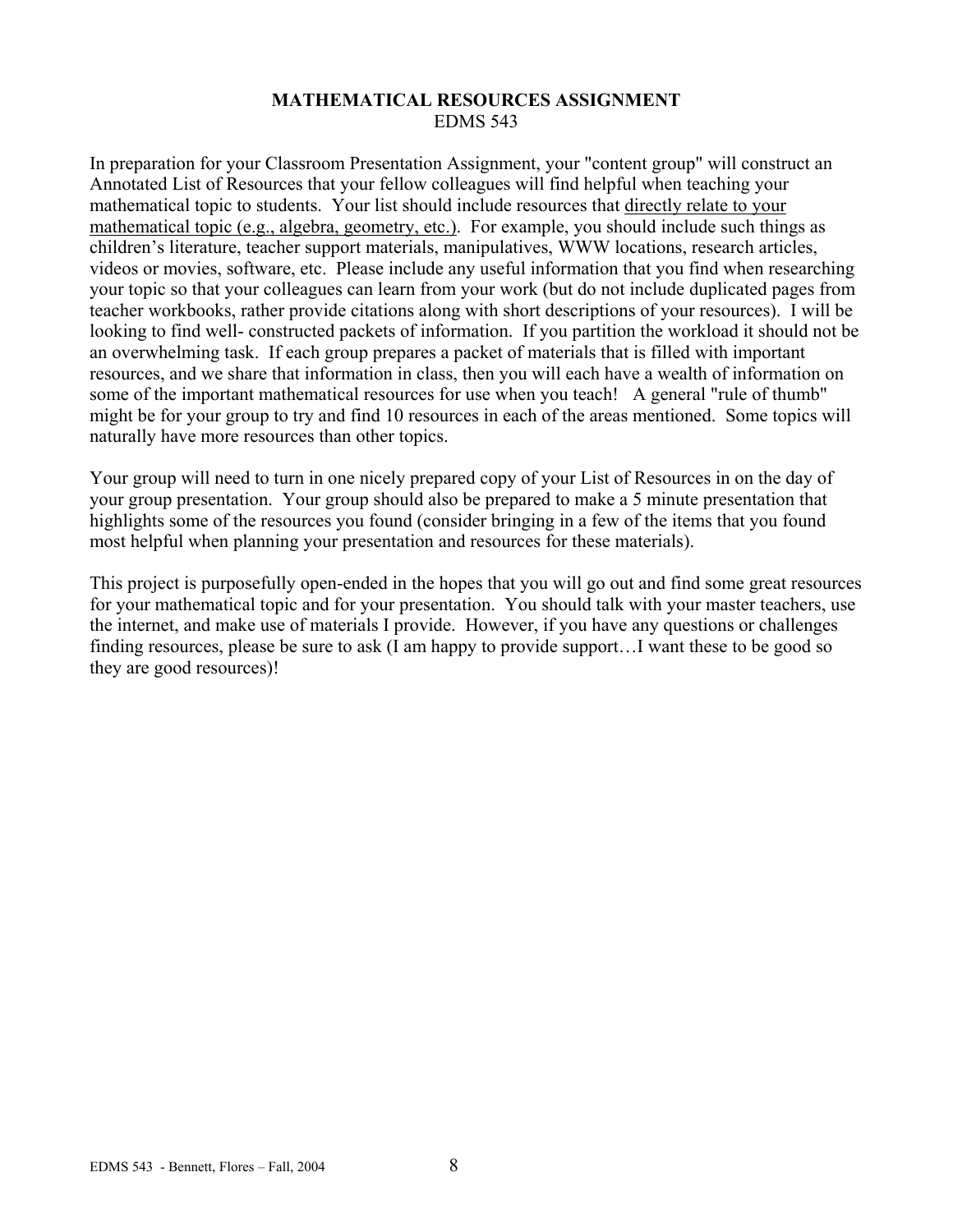# MATHEMATICAL RESOURCES ASSIGNMENT

EDMS 543

In preparation for your Classroom Presentation Assignment, your "content group" will construct an Annotated List of Resources that your fellow colleagues will find helpful when teaching your mathematical topic to students. Your list should include resources that directly relate to your mathematical topic (e.g., algebra, geometry, etc.). For example, you should include such things as children's literature, teacher support materials, manipulatives, WWW locations, research articles, videos or movies, software, etc. Please include any useful information that you find when researching your topic so that your colleagues can learn from your work (but do not include duplicated pages from teacher workbooks, rather provide citations along with short descriptions of your resources). I will be looking to find well- constructed packets of information. If you partition the workload it should not be an overwhelming task. If each group prepares a packet of materials that is filled with important resources, and we share that information in class, then you will each have a wealth of information on some of the important mathematical resources for use when you teach! A general "rule of thumb" might be for your group to try and find 10 resources in each of the areas mentioned. Some topics will naturally have more resources than other topics.

Your group will need to turn in one nicely prepared copy of your List of Resources in on the day of your group presentation. Your group should also be prepared to make a 5 minute presentation that highlights some of the resources you found (consider bringing in a few of the items that you found most helpful when planning your presentation and resources for these materials).

This project is purposefully open-ended in the hopes that you will go out and find some great resources for your mathematical topic and for your presentation. You should talk with your master teachers, use the internet, and make use of materials I provide. However, if you have any questions or challenges finding resources, please be sure to ask (I am happy to provide support…I want these to be good so they are good resources)!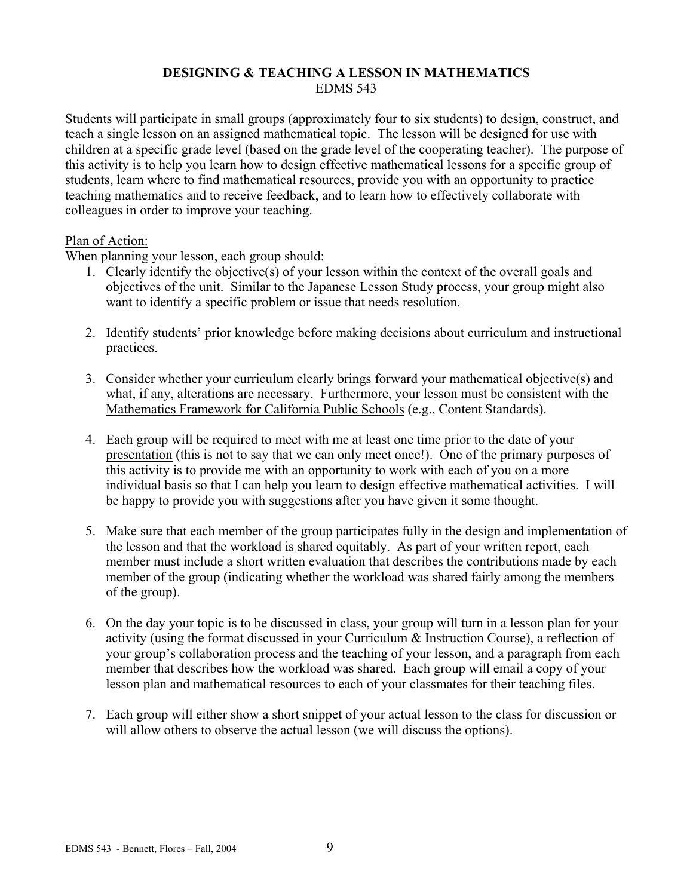# DESIGNING & TEACHING A LESSON IN MATHEMATICS

EDMS 543

Students will participate in small groups (approximately four to six students) to design, construct, and teach a single lesson on an assigned mathematical topic. The lesson will be designed for use with children at a specific grade level (based on the grade level of the cooperating teacher). The purpose of this activity is to help you learn how to design effective mathematical lessons for a specific group of students, learn where to find mathematical resources, provide you with an opportunity to practice teaching mathematics and to receive feedback, and to learn how to effectively collaborate with colleagues in order to improve your teaching.

<u>Plan of Action:</u>

When planning your lesson, each group should:

1. Clearly identify the objective(s) of your lesson within the context of the overall goals and objectives of the unit. Similar to the Japanese Lesson Study process, your group might also want to identify a specific problem or issue that needs resolution.

2. Identify students' prior knowledge before making decisions about curriculum and instructional practices.

3. Consider whether your curriculum clearly brings forward your mathematical objective(s) and what, if any, alterations are necessary. Furthermore, your lesson must be consistent with the <u>Mathematics Framework for California Public Schools</u> (e.g., Content Standards).

4. Each group will be required to meet with me <u>at least one time prior to the date of your presentation</u> (this is not to say that we can only meet once!). One of the primary purposes of this activity is to provide me with an opportunity to work with each of you on a more individual basis so that I can help you learn to design effective mathematical activities. I will be happy to provide you with suggestions after you have given it some thought.

5. Make sure that each member of the group participates fully in the design and implementation of the lesson and that the workload is shared equitably. As part of your written report, each member must include a short written evaluation that describes the contributions made by each member of the group (indicating whether the workload was shared fairly among the members of the group).

6. On the day your topic is to be discussed in class, your group will turn in a lesson plan for your activity (using the format discussed in your Curriculum & Instruction Course), a reflection of your group's collaboration process and the teaching of your lesson, and a paragraph from each member that describes how the workload was shared. Each group will email a copy of your lesson plan and mathematical resources to each of your classmates for their teaching files.

7. Each group will either show a short snippet of your actual lesson to the class for discussion or will allow others to observe the actual lesson (we will discuss the options).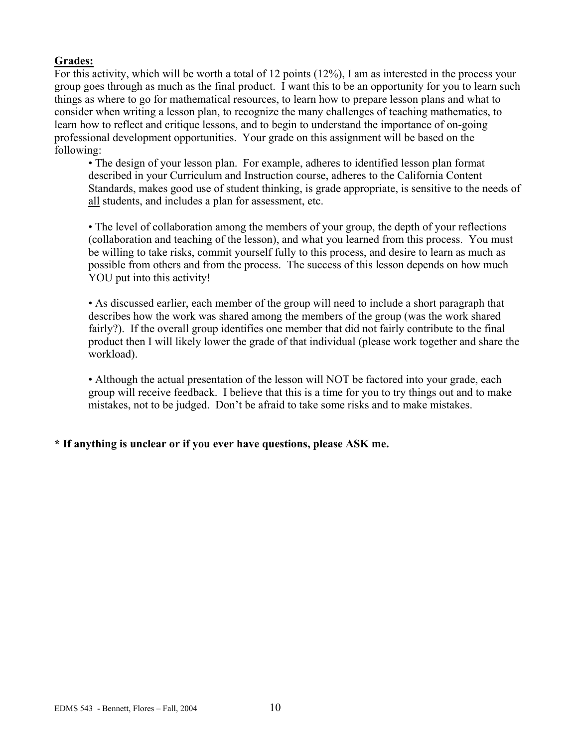**Grades:**

For this activity, which will be worth a total of 12 points (12%), I am as interested in the process your group goes through as much as the final product. I want this to be an opportunity for you to learn such things as where to go for mathematical resources, to learn how to prepare lesson plans and what to consider when writing a lesson plan, to recognize the many challenges of teaching mathematics, to learn how to reflect and critique lessons, and to begin to understand the importance of on-going professional development opportunities. Your grade on this assignment will be based on the following:

- The design of your lesson plan. For example, adheres to identified lesson plan format described in your Curriculum and Instruction course, adheres to the California Content Standards, makes good use of student thinking, is grade appropriate, is sensitive to the needs of <u>all</u> students, and includes a plan for assessment, etc.

- The level of collaboration among the members of your group, the depth of your reflections (collaboration and teaching of the lesson), and what you learned from this process. You must be willing to take risks, commit yourself fully to this process, and desire to learn as much as possible from others and from the process. The success of this lesson depends on how much <u>YOU</u> put into this activity!

- As discussed earlier, each member of the group will need to include a short paragraph that describes how the work was shared among the members of the group (was the work shared fairly?). If the overall group identifies one member that did not fairly contribute to the final product then I will likely lower the grade of that individual (please work together and share the workload).

- Although the actual presentation of the lesson will NOT be factored into your grade, each group will receive feedback. I believe that this is a time for you to try things out and to make mistakes, not to be judged. Don't be afraid to take some risks and to make mistakes.

**\* If anything is unclear or if you ever have questions, please ASK me.**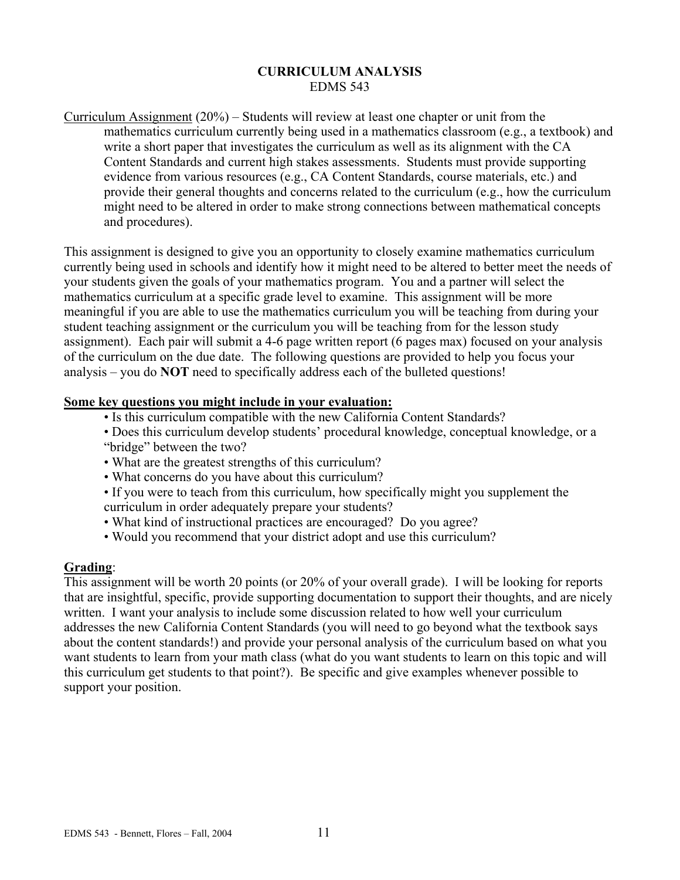# CURRICULUM ANALYSIS
EDMS 543

Curriculum Assignment (20%) – Students will review at least one chapter or unit from the mathematics curriculum currently being used in a mathematics classroom (e.g., a textbook) and write a short paper that investigates the curriculum as well as its alignment with the CA Content Standards and current high stakes assessments. Students must provide supporting evidence from various resources (e.g., CA Content Standards, course materials, etc.) and provide their general thoughts and concerns related to the curriculum (e.g., how the curriculum might need to be altered in order to make strong connections between mathematical concepts and procedures).

This assignment is designed to give you an opportunity to closely examine mathematics curriculum currently being used in schools and identify how it might need to be altered to better meet the needs of your students given the goals of your mathematics program. You and a partner will select the mathematics curriculum at a specific grade level to examine. This assignment will be more meaningful if you are able to use the mathematics curriculum you will be teaching from during your student teaching assignment or the curriculum you will be teaching from for the lesson study assignment). Each pair will submit a 4-6 page written report (6 pages max) focused on your analysis of the curriculum on the due date. The following questions are provided to help you focus your analysis – you do **NOT** need to specifically address each of the bulleted questions!

**Some key questions you might include in your evaluation:**

- Is this curriculum compatible with the new California Content Standards?
- Does this curriculum develop students' procedural knowledge, conceptual knowledge, or a "bridge" between the two?
- What are the greatest strengths of this curriculum?
- What concerns do you have about this curriculum?
- If you were to teach from this curriculum, how specifically might you supplement the curriculum in order adequately prepare your students?
- What kind of instructional practices are encouraged? Do you agree?
- Would you recommend that your district adopt and use this curriculum?

**Grading**:

This assignment will be worth 20 points (or 20% of your overall grade). I will be looking for reports that are insightful, specific, provide supporting documentation to support their thoughts, and are nicely written. I want your analysis to include some discussion related to how well your curriculum addresses the new California Content Standards (you will need to go beyond what the textbook says about the content standards!) and provide your personal analysis of the curriculum based on what you want students to learn from your math class (what do you want students to learn on this topic and will this curriculum get students to that point?). Be specific and give examples whenever possible to support your position.